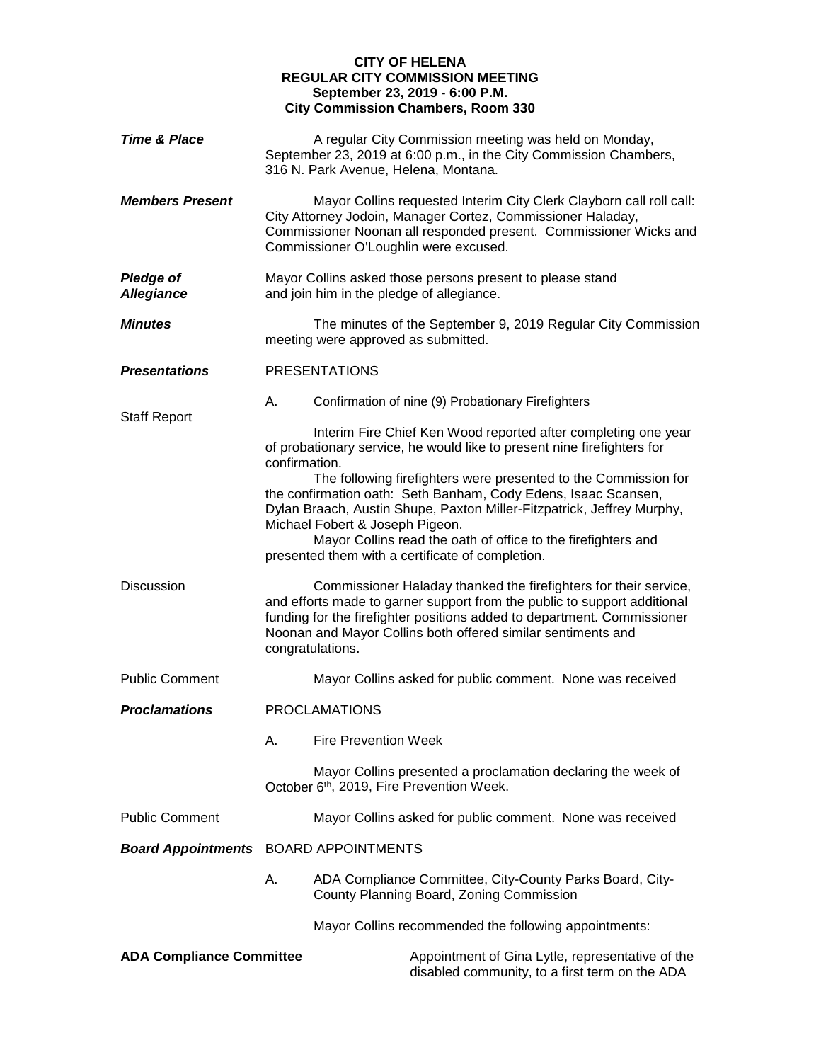# CITY OF HELENA
## REGULAR CITY COMMISSION MEETING
**September 23, 2019 - 6:00 P.M.**
**City Commission Chambers, Room 330**

***Time & Place***

A regular City Commission meeting was held on Monday, September 23, 2019 at 6:00 p.m., in the City Commission Chambers, 316 N. Park Avenue, Helena, Montana.

***Members Present***

Mayor Collins requested Interim City Clerk Clayborn call roll call: City Attorney Jodoin, Manager Cortez, Commissioner Haladay, Commissioner Noonan all responded present. Commissioner Wicks and Commissioner O'Loughlin were excused.

***Pledge of Allegiance***

Mayor Collins asked those persons present to please stand and join him in the pledge of allegiance.

***Minutes***

The minutes of the September 9, 2019 Regular City Commission meeting were approved as submitted.

***Presentations***

PRESENTATIONS

A. Confirmation of nine (9) Probationary Firefighters

Staff Report

Interim Fire Chief Ken Wood reported after completing one year of probationary service, he would like to present nine firefighters for confirmation.

The following firefighters were presented to the Commission for the confirmation oath: Seth Banham, Cody Edens, Isaac Scansen, Dylan Braach, Austin Shupe, Paxton Miller-Fitzpatrick, Jeffrey Murphy, Michael Fobert & Joseph Pigeon.

Mayor Collins read the oath of office to the firefighters and presented them with a certificate of completion.

Discussion

Commissioner Haladay thanked the firefighters for their service, and efforts made to garner support from the public to support additional funding for the firefighter positions added to department. Commissioner Noonan and Mayor Collins both offered similar sentiments and congratulations.

Public Comment

Mayor Collins asked for public comment. None was received

***Proclamations***

PROCLAMATIONS

A. Fire Prevention Week

Mayor Collins presented a proclamation declaring the week of October 6th, 2019, Fire Prevention Week.

Public Comment

Mayor Collins asked for public comment. None was received

***Board Appointments***

BOARD APPOINTMENTS

A. ADA Compliance Committee, City-County Parks Board, City-County Planning Board, Zoning Commission

Mayor Collins recommended the following appointments:

**ADA Compliance Committee**

Appointment of Gina Lytle, representative of the disabled community, to a first term on the ADA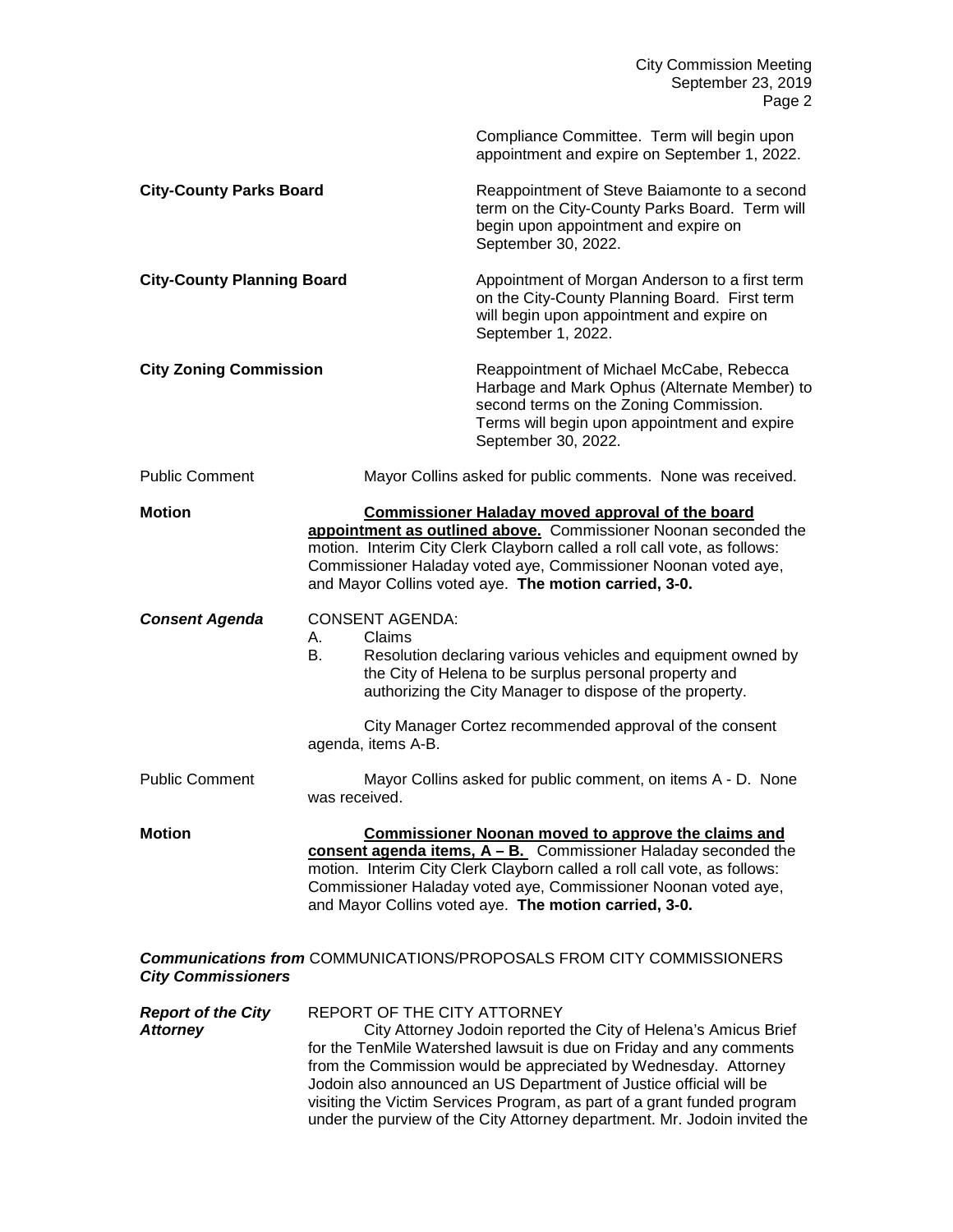Compliance Committee. Term will begin upon appointment and expire on September 1, 2022.

**City-County Parks Board** — Reappointment of Steve Baiamonte to a second term on the City-County Parks Board. Term will begin upon appointment and expire on September 30, 2022.

**City-County Planning Board** — Appointment of Morgan Anderson to a first term on the City-County Planning Board. First term will begin upon appointment and expire on September 1, 2022.

**City Zoning Commission** — Reappointment of Michael McCabe, Rebecca Harbage and Mark Ophus (Alternate Member) to second terms on the Zoning Commission. Terms will begin upon appointment and expire September 30, 2022.

Public Comment

Mayor Collins asked for public comments. None was received.

**Motion**

**Commissioner Haladay moved approval of the board appointment as outlined above.** Commissioner Noonan seconded the motion. Interim City Clerk Clayborn called a roll call vote, as follows: Commissioner Haladay voted aye, Commissioner Noonan voted aye, and Mayor Collins voted aye. **The motion carried, 3-0.**

***Consent Agenda***

CONSENT AGENDA:

A. Claims
B. Resolution declaring various vehicles and equipment owned by the City of Helena to be surplus personal property and authorizing the City Manager to dispose of the property.

City Manager Cortez recommended approval of the consent agenda, items A-B.

Public Comment

Mayor Collins asked for public comment, on items A - D. None was received.

**Motion**

**Commissioner Noonan moved to approve the claims and consent agenda items, A – B.** Commissioner Haladay seconded the motion. Interim City Clerk Clayborn called a roll call vote, as follows: Commissioner Haladay voted aye, Commissioner Noonan voted aye, and Mayor Collins voted aye. **The motion carried, 3-0.**

***Communications from City Commissioners***

COMMUNICATIONS/PROPOSALS FROM CITY COMMISSIONERS

***Report of the City Attorney***

REPORT OF THE CITY ATTORNEY

City Attorney Jodoin reported the City of Helena's Amicus Brief for the TenMile Watershed lawsuit is due on Friday and any comments from the Commission would be appreciated by Wednesday. Attorney Jodoin also announced an US Department of Justice official will be visiting the Victim Services Program, as part of a grant funded program under the purview of the City Attorney department. Mr. Jodoin invited the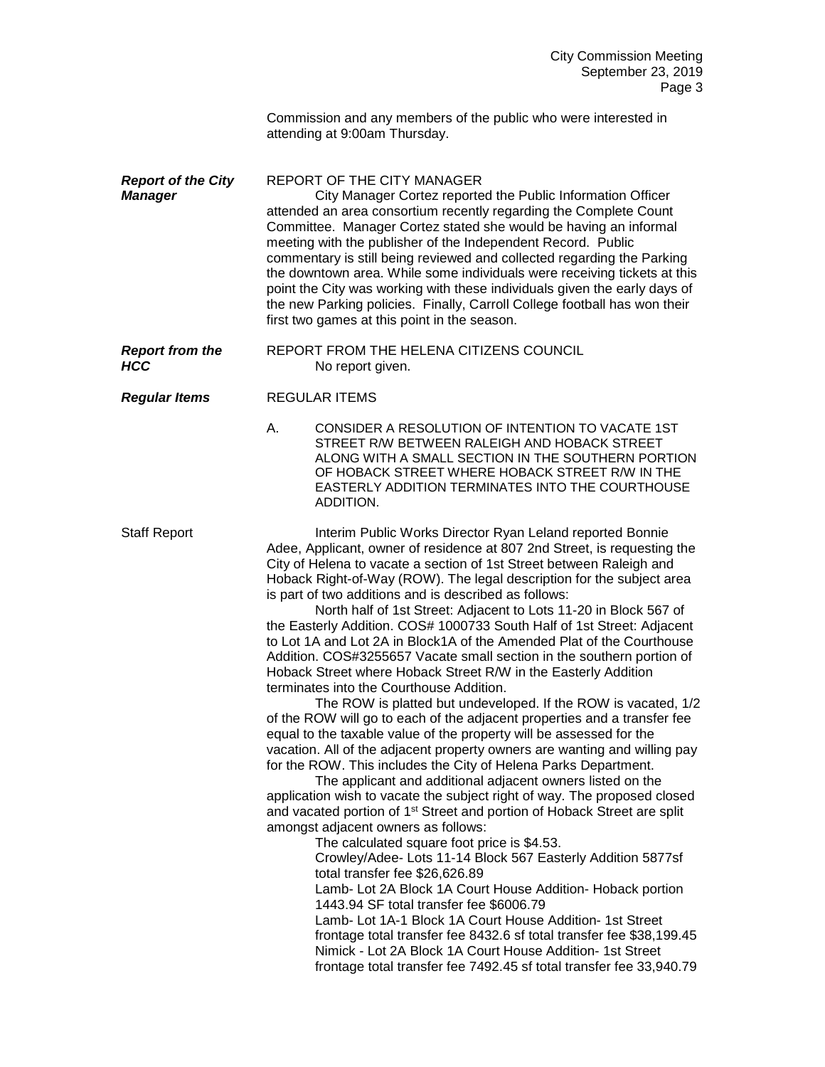Commission and any members of the public who were interested in attending at 9:00am Thursday.

***Report of the City Manager***

REPORT OF THE CITY MANAGER

City Manager Cortez reported the Public Information Officer attended an area consortium recently regarding the Complete Count Committee. Manager Cortez stated she would be having an informal meeting with the publisher of the Independent Record. Public commentary is still being reviewed and collected regarding the Parking the downtown area. While some individuals were receiving tickets at this point the City was working with these individuals given the early days of the new Parking policies. Finally, Carroll College football has won their first two games at this point in the season.

***Report from the HCC***

REPORT FROM THE HELENA CITIZENS COUNCIL

No report given.

***Regular Items***

REGULAR ITEMS

A. CONSIDER A RESOLUTION OF INTENTION TO VACATE 1ST STREET R/W BETWEEN RALEIGH AND HOBACK STREET ALONG WITH A SMALL SECTION IN THE SOUTHERN PORTION OF HOBACK STREET WHERE HOBACK STREET R/W IN THE EASTERLY ADDITION TERMINATES INTO THE COURTHOUSE ADDITION.

Staff Report

Interim Public Works Director Ryan Leland reported Bonnie Adee, Applicant, owner of residence at 807 2nd Street, is requesting the City of Helena to vacate a section of 1st Street between Raleigh and Hoback Right-of-Way (ROW). The legal description for the subject area is part of two additions and is described as follows:

North half of 1st Street: Adjacent to Lots 11-20 in Block 567 of the Easterly Addition. COS# 1000733 South Half of 1st Street: Adjacent to Lot 1A and Lot 2A in Block1A of the Amended Plat of the Courthouse Addition. COS#3255657 Vacate small section in the southern portion of Hoback Street where Hoback Street R/W in the Easterly Addition terminates into the Courthouse Addition.

The ROW is platted but undeveloped. If the ROW is vacated, 1/2 of the ROW will go to each of the adjacent properties and a transfer fee equal to the taxable value of the property will be assessed for the vacation. All of the adjacent property owners are wanting and willing pay for the ROW. This includes the City of Helena Parks Department.

The applicant and additional adjacent owners listed on the application wish to vacate the subject right of way. The proposed closed and vacated portion of 1st Street and portion of Hoback Street are split amongst adjacent owners as follows:

The calculated square foot price is $4.53.

Crowley/Adee- Lots 11-14 Block 567 Easterly Addition 5877sf total transfer fee $26,626.89

Lamb- Lot 2A Block 1A Court House Addition- Hoback portion 1443.94 SF total transfer fee $6006.79

Lamb- Lot 1A-1 Block 1A Court House Addition- 1st Street frontage total transfer fee 8432.6 sf total transfer fee $38,199.45

Nimick - Lot 2A Block 1A Court House Addition- 1st Street frontage total transfer fee 7492.45 sf total transfer fee 33,940.79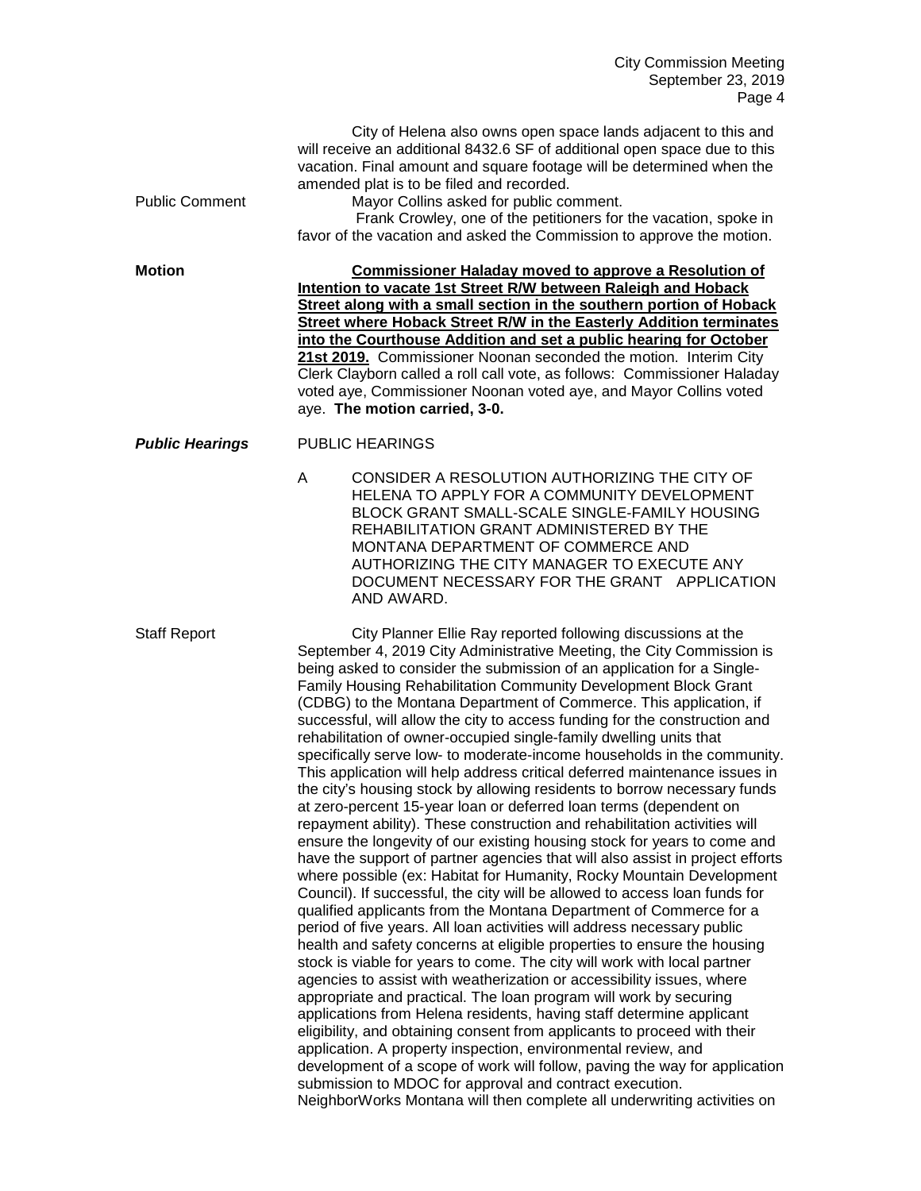City of Helena also owns open space lands adjacent to this and will receive an additional 8432.6 SF of additional open space due to this vacation. Final amount and square footage will be determined when the amended plat is to be filed and recorded.

Public Comment

Mayor Collins asked for public comment.

Frank Crowley, one of the petitioners for the vacation, spoke in favor of the vacation and asked the Commission to approve the motion.

**Motion**

**Commissioner Haladay moved to approve a Resolution of Intention to vacate 1st Street R/W between Raleigh and Hoback Street along with a small section in the southern portion of Hoback Street where Hoback Street R/W in the Easterly Addition terminates into the Courthouse Addition and set a public hearing for October 21st 2019.** Commissioner Noonan seconded the motion. Interim City Clerk Clayborn called a roll call vote, as follows: Commissioner Haladay voted aye, Commissioner Noonan voted aye, and Mayor Collins voted aye. **The motion carried, 3-0.**

***Public Hearings***

PUBLIC HEARINGS

A CONSIDER A RESOLUTION AUTHORIZING THE CITY OF HELENA TO APPLY FOR A COMMUNITY DEVELOPMENT BLOCK GRANT SMALL-SCALE SINGLE-FAMILY HOUSING REHABILITATION GRANT ADMINISTERED BY THE MONTANA DEPARTMENT OF COMMERCE AND AUTHORIZING THE CITY MANAGER TO EXECUTE ANY DOCUMENT NECESSARY FOR THE GRANT APPLICATION AND AWARD.

Staff Report

City Planner Ellie Ray reported following discussions at the September 4, 2019 City Administrative Meeting, the City Commission is being asked to consider the submission of an application for a Single-Family Housing Rehabilitation Community Development Block Grant (CDBG) to the Montana Department of Commerce. This application, if successful, will allow the city to access funding for the construction and rehabilitation of owner-occupied single-family dwelling units that specifically serve low- to moderate-income households in the community. This application will help address critical deferred maintenance issues in the city's housing stock by allowing residents to borrow necessary funds at zero-percent 15-year loan or deferred loan terms (dependent on repayment ability). These construction and rehabilitation activities will ensure the longevity of our existing housing stock for years to come and have the support of partner agencies that will also assist in project efforts where possible (ex: Habitat for Humanity, Rocky Mountain Development Council). If successful, the city will be allowed to access loan funds for qualified applicants from the Montana Department of Commerce for a period of five years. All loan activities will address necessary public health and safety concerns at eligible properties to ensure the housing stock is viable for years to come. The city will work with local partner agencies to assist with weatherization or accessibility issues, where appropriate and practical. The loan program will work by securing applications from Helena residents, having staff determine applicant eligibility, and obtaining consent from applicants to proceed with their application. A property inspection, environmental review, and development of a scope of work will follow, paving the way for application submission to MDOC for approval and contract execution. NeighborWorks Montana will then complete all underwriting activities on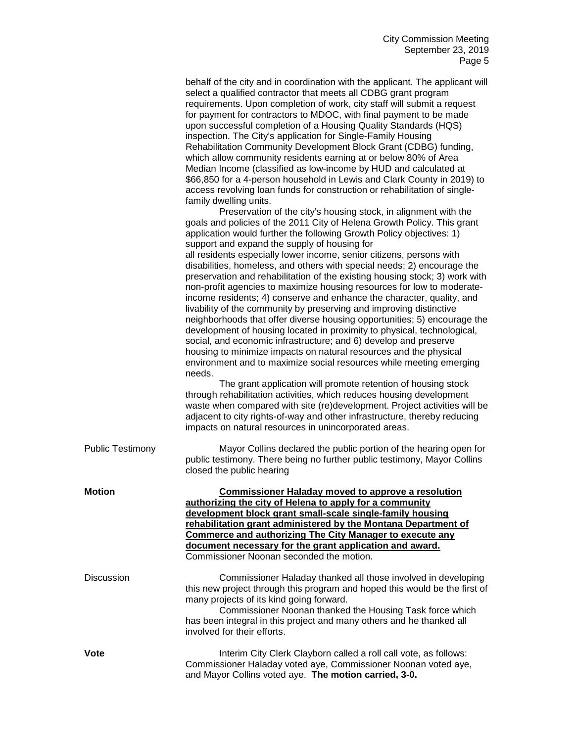behalf of the city and in coordination with the applicant. The applicant will select a qualified contractor that meets all CDBG grant program requirements. Upon completion of work, city staff will submit a request for payment for contractors to MDOC, with final payment to be made upon successful completion of a Housing Quality Standards (HQS) inspection. The City's application for Single-Family Housing Rehabilitation Community Development Block Grant (CDBG) funding, which allow community residents earning at or below 80% of Area Median Income (classified as low-income by HUD and calculated at $66,850 for a 4-person household in Lewis and Clark County in 2019) to access revolving loan funds for construction or rehabilitation of single-family dwelling units.

Preservation of the city's housing stock, in alignment with the goals and policies of the 2011 City of Helena Growth Policy. This grant application would further the following Growth Policy objectives: 1) support and expand the supply of housing for all residents especially lower income, senior citizens, persons with disabilities, homeless, and others with special needs; 2) encourage the preservation and rehabilitation of the existing housing stock; 3) work with non-profit agencies to maximize housing resources for low to moderate-income residents; 4) conserve and enhance the character, quality, and livability of the community by preserving and improving distinctive neighborhoods that offer diverse housing opportunities; 5) encourage the development of housing located in proximity to physical, technological, social, and economic infrastructure; and 6) develop and preserve housing to minimize impacts on natural resources and the physical environment and to maximize social resources while meeting emerging needs.

The grant application will promote retention of housing stock through rehabilitation activities, which reduces housing development waste when compared with site (re)development. Project activities will be adjacent to city rights-of-way and other infrastructure, thereby reducing impacts on natural resources in unincorporated areas.

Public Testimony

Mayor Collins declared the public portion of the hearing open for public testimony. There being no further public testimony, Mayor Collins closed the public hearing

**Motion**

**Commissioner Haladay moved to approve a resolution authorizing the city of Helena to apply for a community development block grant small-scale single-family housing rehabilitation grant administered by the Montana Department of Commerce and authorizing The City Manager to execute any document necessary for the grant application and award.** Commissioner Noonan seconded the motion.

Discussion

Commissioner Haladay thanked all those involved in developing this new project through this program and hoped this would be the first of many projects of its kind going forward.

Commissioner Noonan thanked the Housing Task force which has been integral in this project and many others and he thanked all involved for their efforts.

**Vote**

Interim City Clerk Clayborn called a roll call vote, as follows: Commissioner Haladay voted aye, Commissioner Noonan voted aye, and Mayor Collins voted aye. **The motion carried, 3-0.**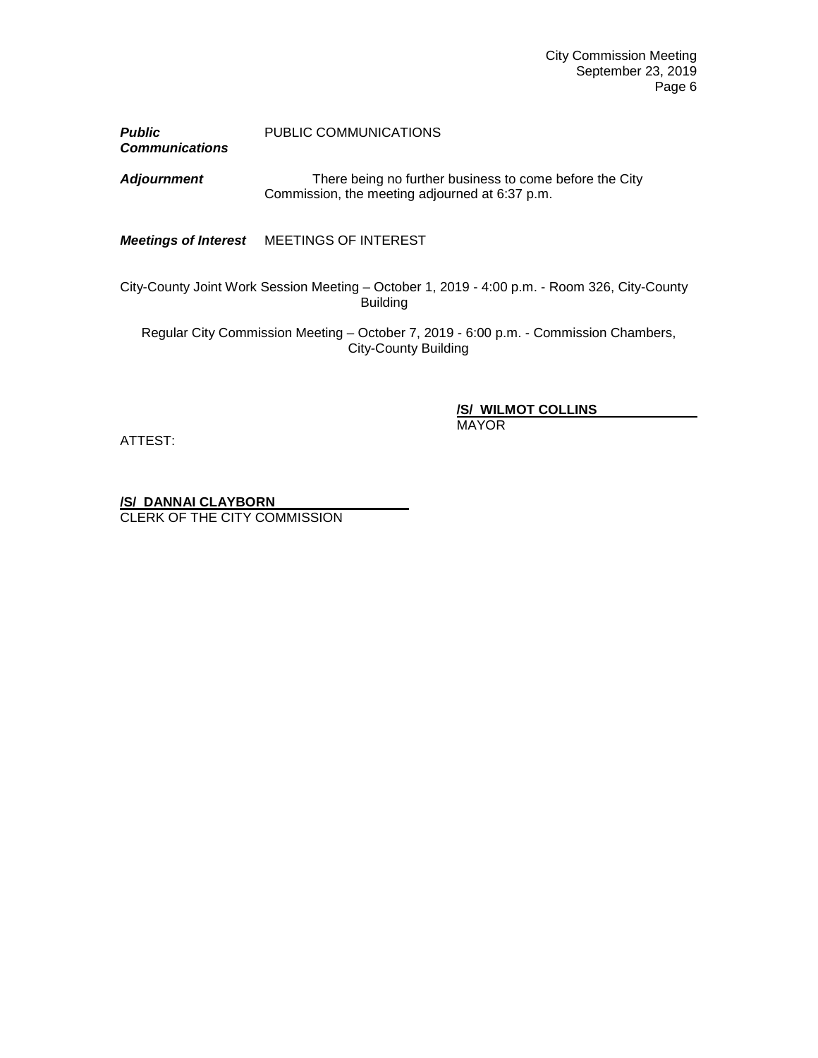***Public Communications*** PUBLIC COMMUNICATIONS

***Adjournment*** There being no further business to come before the City Commission, the meeting adjourned at 6:37 p.m.

***Meetings of Interest*** MEETINGS OF INTEREST

City-County Joint Work Session Meeting – October 1, 2019 - 4:00 p.m. - Room 326, City-County Building

Regular City Commission Meeting – October 7, 2019 - 6:00 p.m. - Commission Chambers, City-County Building

**/S/ WILMOT COLLINS**
MAYOR

ATTEST:

**/S/ DANNAI CLAYBORN**
CLERK OF THE CITY COMMISSION